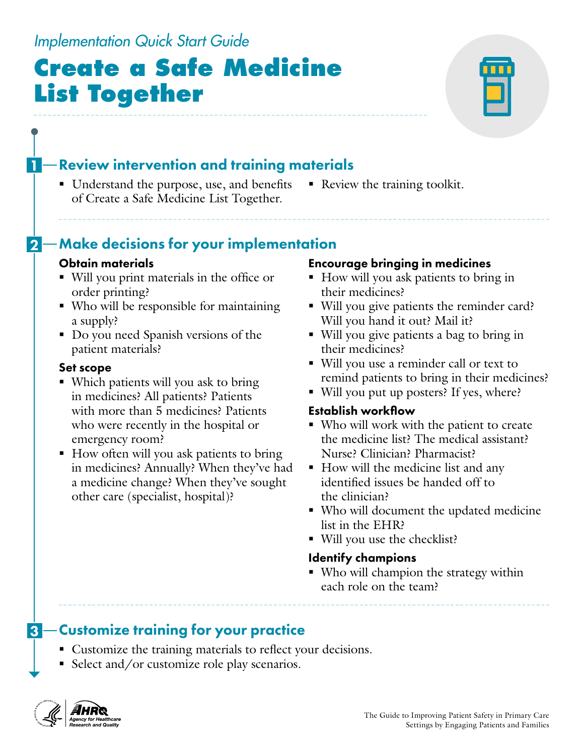*Implementation Quick Start Guide*

# Create a Safe Medicine List Together

## 1 — Review intervention and training materials

- Understand the purpose, use, and benefits of Create a Safe Medicine List Together.
- Review the training toolkit.

## 2 — Make decisions for your implementation

### Obtain materials

- Will you print materials in the office or order printing?
- Who will be responsible for maintaining a supply?
- Do you need Spanish versions of the patient materials?

### Set scope

- Which patients will you ask to bring in medicines? All patients? Patients with more than 5 medicines? Patients who were recently in the hospital or emergency room?
- How often will you ask patients to bring in medicines? Annually? When they've had a medicine change? When they've sought other care (specialist, hospital)?

### Encourage bringing in medicines

- How will you ask patients to bring in their medicines?
- Will you give patients the reminder card? Will you hand it out? Mail it?
- Will you give patients a bag to bring in their medicines?
- Will you use a reminder call or text to remind patients to bring in their medicines?
- Will you put up posters? If yes, where?

### Establish workflow

- Who will work with the patient to create the medicine list? The medical assistant? Nurse? Clinician? Pharmacist?
- How will the medicine list and any identified issues be handed off to the clinician?
- Who will document the updated medicine list in the EHR?
- Will you use the checklist?

### Identify champions

- Who will champion the strategy within each role on the team?

## 3 — Customize training for your practice

- Customize the training materials to reflect your decisions.
- Select and/or customize role play scenarios.

AHRQ Agency for Healthcare Research and Quality

The Guide to Improving Patient Safety in Primary Care Settings by Engaging Patients and Families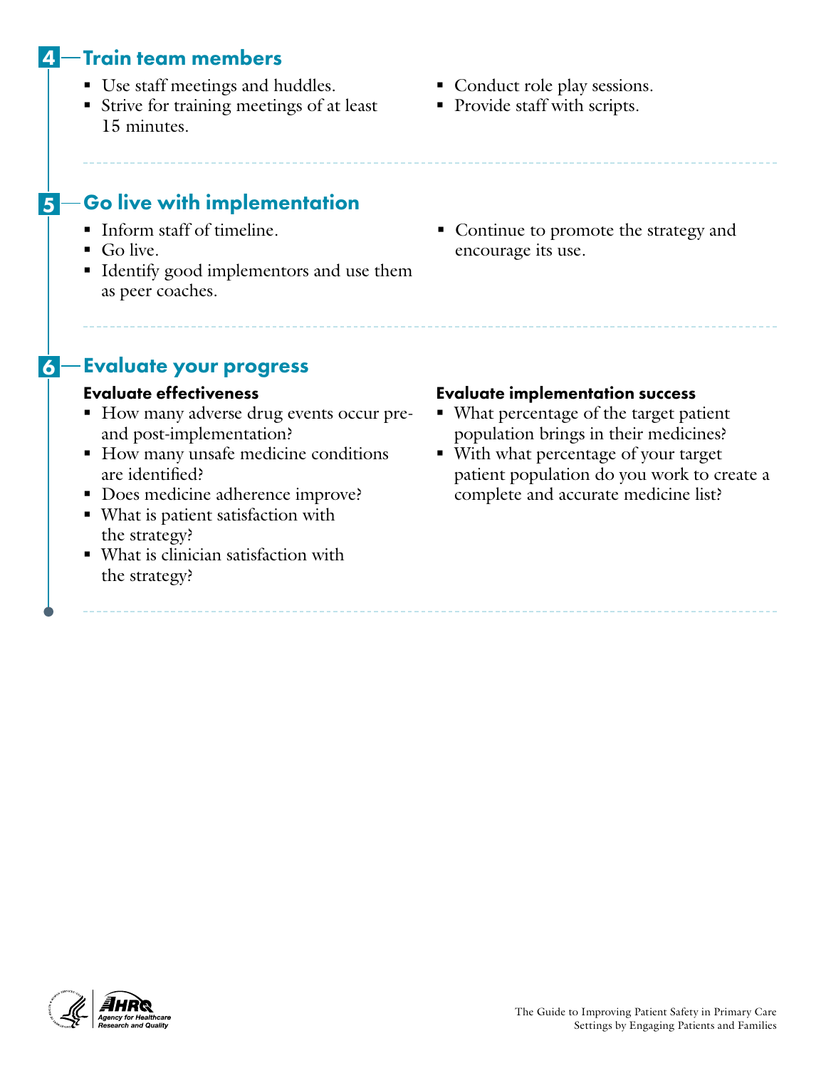## 4 — Train team members

- Use staff meetings and huddles.
- Strive for training meetings of at least 15 minutes.
- Conduct role play sessions.
- Provide staff with scripts.

## 5 — Go live with implementation

- Inform staff of timeline.
- Go live.
- Identify good implementors and use them as peer coaches.
- Continue to promote the strategy and encourage its use.

## 6 — Evaluate your progress

### Evaluate effectiveness

- How many adverse drug events occur pre- and post-implementation?
- How many unsafe medicine conditions are identified?
- Does medicine adherence improve?
- What is patient satisfaction with the strategy?
- What is clinician satisfaction with the strategy?

### Evaluate implementation success

- What percentage of the target patient population brings in their medicines?
- With what percentage of your target patient population do you work to create a complete and accurate medicine list?